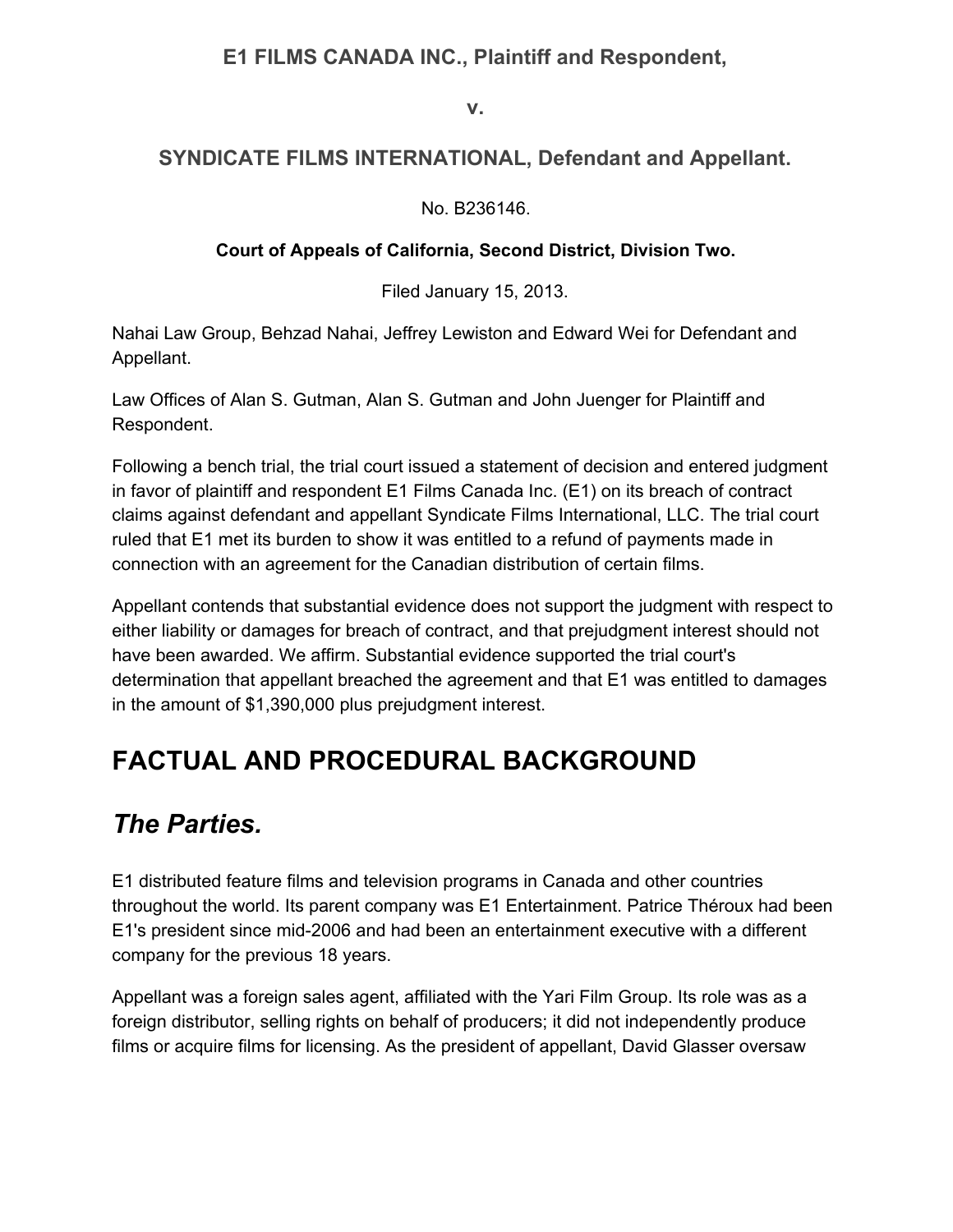**E1 FILMS CANADA INC., Plaintiff and Respondent,**

**v.**

**SYNDICATE FILMS INTERNATIONAL, Defendant and Appellant.**

No. B236146.

**Court of Appeals of California, Second District, Division Two.**

Filed January 15, 2013.

Nahai Law Group, Behzad Nahai, Jeffrey Lewiston and Edward Wei for Defendant and Appellant.

Law Offices of Alan S. Gutman, Alan S. Gutman and John Juenger for Plaintiff and Respondent.

Following a bench trial, the trial court issued a statement of decision and entered judgment in favor of plaintiff and respondent E1 Films Canada Inc. (E1) on its breach of contract claims against defendant and appellant Syndicate Films International, LLC. The trial court ruled that E1 met its burden to show it was entitled to a refund of payments made in connection with an agreement for the Canadian distribution of certain films.

Appellant contends that substantial evidence does not support the judgment with respect to either liability or damages for breach of contract, and that prejudgment interest should not have been awarded. We affirm. Substantial evidence supported the trial court's determination that appellant breached the agreement and that E1 was entitled to damages in the amount of $1,390,000 plus prejudgment interest.

# FACTUAL AND PROCEDURAL BACKGROUND

## *The Parties.*

E1 distributed feature films and television programs in Canada and other countries throughout the world. Its parent company was E1 Entertainment. Patrice Théroux had been E1's president since mid-2006 and had been an entertainment executive with a different company for the previous 18 years.

Appellant was a foreign sales agent, affiliated with the Yari Film Group. Its role was as a foreign distributor, selling rights on behalf of producers; it did not independently produce films or acquire films for licensing. As the president of appellant, David Glasser oversaw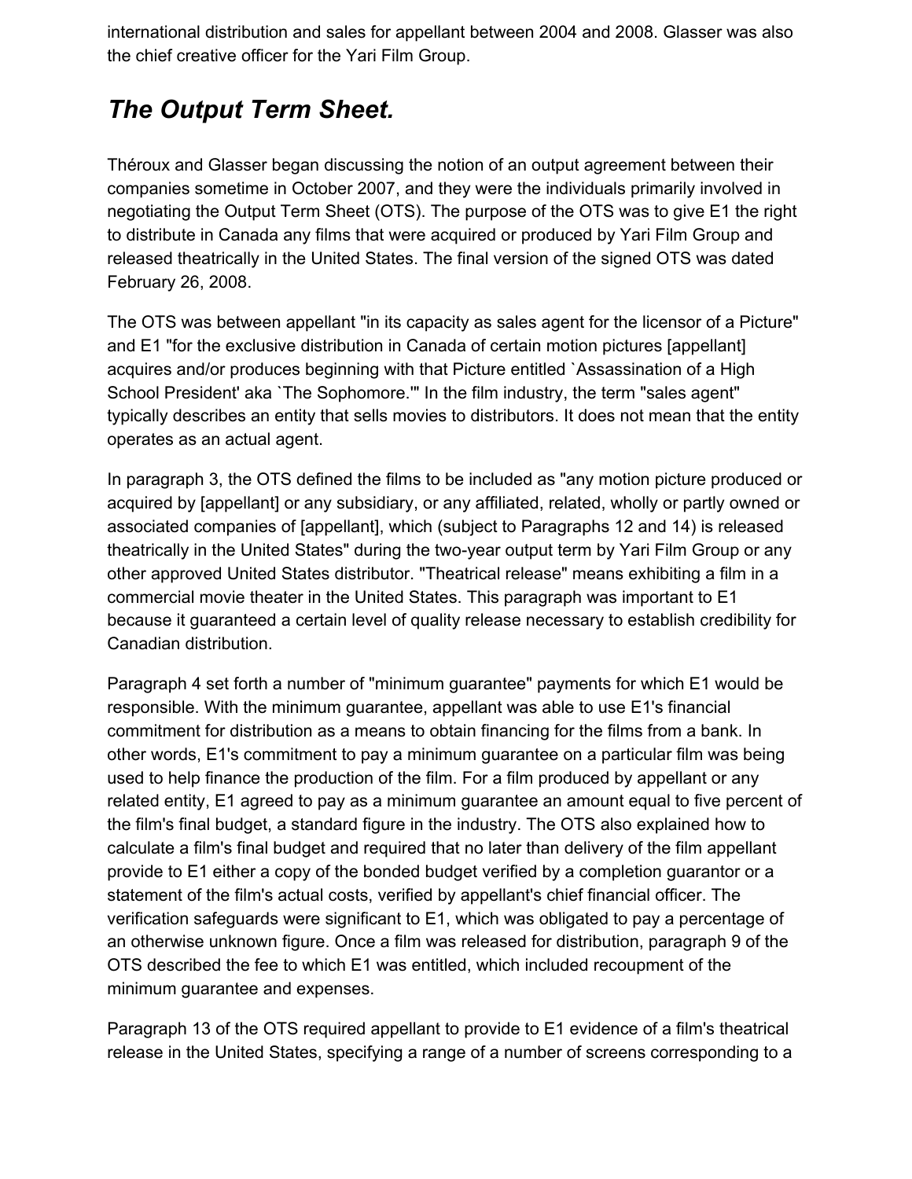international distribution and sales for appellant between 2004 and 2008. Glasser was also the chief creative officer for the Yari Film Group.

## *The Output Term Sheet.*

Théroux and Glasser began discussing the notion of an output agreement between their companies sometime in October 2007, and they were the individuals primarily involved in negotiating the Output Term Sheet (OTS). The purpose of the OTS was to give E1 the right to distribute in Canada any films that were acquired or produced by Yari Film Group and released theatrically in the United States. The final version of the signed OTS was dated February 26, 2008.

The OTS was between appellant "in its capacity as sales agent for the licensor of a Picture" and E1 "for the exclusive distribution in Canada of certain motion pictures [appellant] acquires and/or produces beginning with that Picture entitled `Assassination of a High School President' aka `The Sophomore.'" In the film industry, the term "sales agent" typically describes an entity that sells movies to distributors. It does not mean that the entity operates as an actual agent.

In paragraph 3, the OTS defined the films to be included as "any motion picture produced or acquired by [appellant] or any subsidiary, or any affiliated, related, wholly or partly owned or associated companies of [appellant], which (subject to Paragraphs 12 and 14) is released theatrically in the United States" during the two-year output term by Yari Film Group or any other approved United States distributor. "Theatrical release" means exhibiting a film in a commercial movie theater in the United States. This paragraph was important to E1 because it guaranteed a certain level of quality release necessary to establish credibility for Canadian distribution.

Paragraph 4 set forth a number of "minimum guarantee" payments for which E1 would be responsible. With the minimum guarantee, appellant was able to use E1's financial commitment for distribution as a means to obtain financing for the films from a bank. In other words, E1's commitment to pay a minimum guarantee on a particular film was being used to help finance the production of the film. For a film produced by appellant or any related entity, E1 agreed to pay as a minimum guarantee an amount equal to five percent of the film's final budget, a standard figure in the industry. The OTS also explained how to calculate a film's final budget and required that no later than delivery of the film appellant provide to E1 either a copy of the bonded budget verified by a completion guarantor or a statement of the film's actual costs, verified by appellant's chief financial officer. The verification safeguards were significant to E1, which was obligated to pay a percentage of an otherwise unknown figure. Once a film was released for distribution, paragraph 9 of the OTS described the fee to which E1 was entitled, which included recoupment of the minimum guarantee and expenses.

Paragraph 13 of the OTS required appellant to provide to E1 evidence of a film's theatrical release in the United States, specifying a range of a number of screens corresponding to a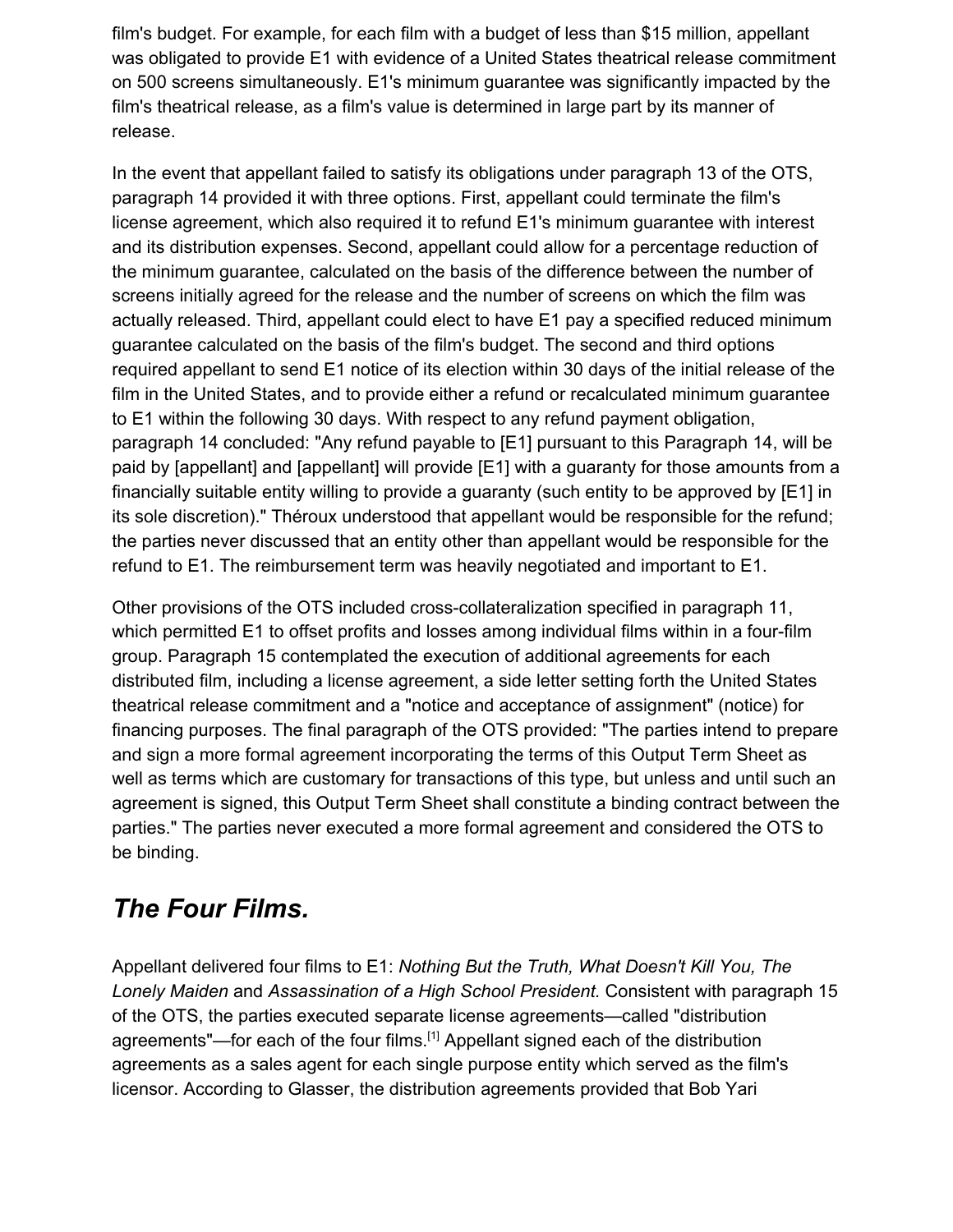film's budget. For example, for each film with a budget of less than $15 million, appellant was obligated to provide E1 with evidence of a United States theatrical release commitment on 500 screens simultaneously. E1's minimum guarantee was significantly impacted by the film's theatrical release, as a film's value is determined in large part by its manner of release.

In the event that appellant failed to satisfy its obligations under paragraph 13 of the OTS, paragraph 14 provided it with three options. First, appellant could terminate the film's license agreement, which also required it to refund E1's minimum guarantee with interest and its distribution expenses. Second, appellant could allow for a percentage reduction of the minimum guarantee, calculated on the basis of the difference between the number of screens initially agreed for the release and the number of screens on which the film was actually released. Third, appellant could elect to have E1 pay a specified reduced minimum guarantee calculated on the basis of the film's budget. The second and third options required appellant to send E1 notice of its election within 30 days of the initial release of the film in the United States, and to provide either a refund or recalculated minimum guarantee to E1 within the following 30 days. With respect to any refund payment obligation, paragraph 14 concluded: "Any refund payable to [E1] pursuant to this Paragraph 14, will be paid by [appellant] and [appellant] will provide [E1] with a guaranty for those amounts from a financially suitable entity willing to provide a guaranty (such entity to be approved by [E1] in its sole discretion)." Théroux understood that appellant would be responsible for the refund; the parties never discussed that an entity other than appellant would be responsible for the refund to E1. The reimbursement term was heavily negotiated and important to E1.

Other provisions of the OTS included cross-collateralization specified in paragraph 11, which permitted E1 to offset profits and losses among individual films within in a four-film group. Paragraph 15 contemplated the execution of additional agreements for each distributed film, including a license agreement, a side letter setting forth the United States theatrical release commitment and a "notice and acceptance of assignment" (notice) for financing purposes. The final paragraph of the OTS provided: "The parties intend to prepare and sign a more formal agreement incorporating the terms of this Output Term Sheet as well as terms which are customary for transactions of this type, but unless and until such an agreement is signed, this Output Term Sheet shall constitute a binding contract between the parties." The parties never executed a more formal agreement and considered the OTS to be binding.

## *The Four Films.*

Appellant delivered four films to E1: *Nothing But the Truth, What Doesn't Kill You, The Lonely Maiden* and *Assassination of a High School President.* Consistent with paragraph 15 of the OTS, the parties executed separate license agreements—called "distribution agreements"—for each of the four films.[1] Appellant signed each of the distribution agreements as a sales agent for each single purpose entity which served as the film's licensor. According to Glasser, the distribution agreements provided that Bob Yari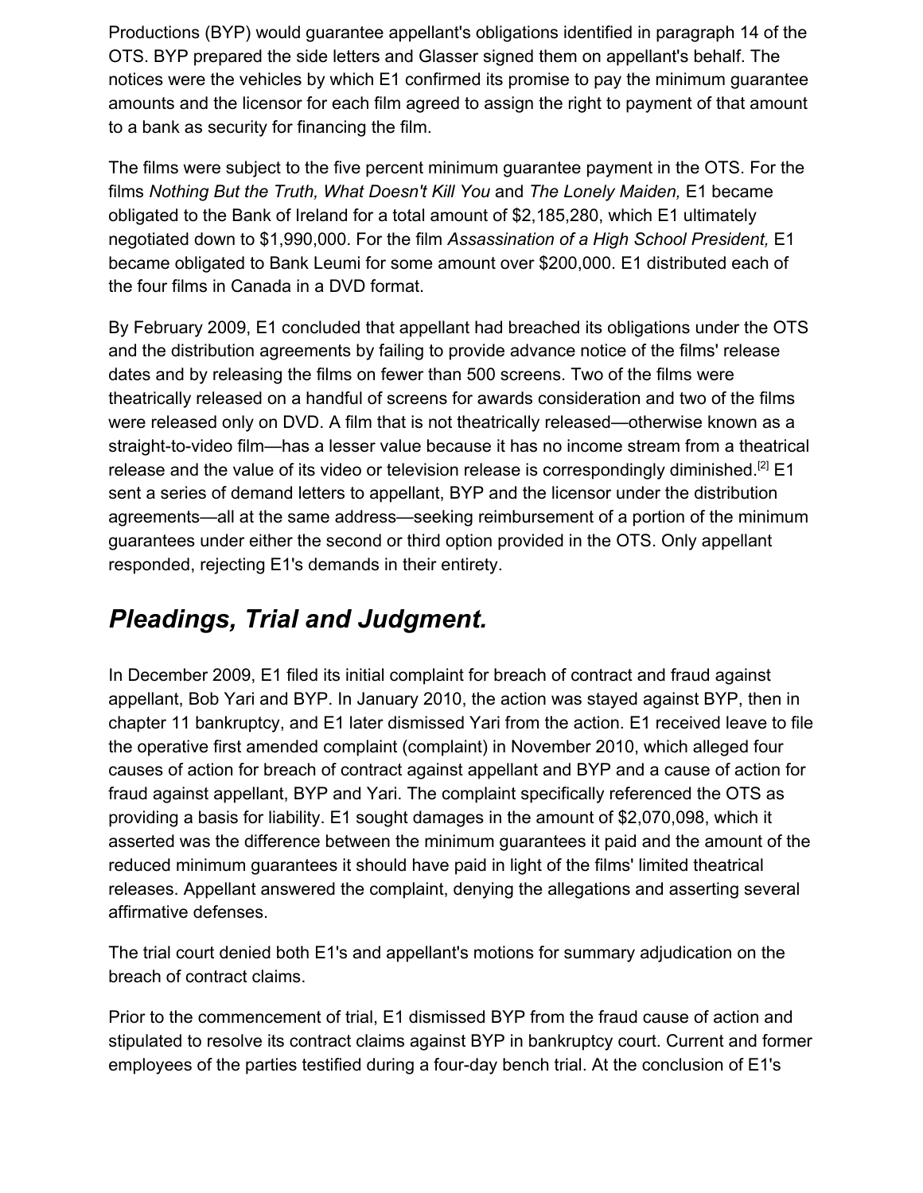Productions (BYP) would guarantee appellant's obligations identified in paragraph 14 of the OTS. BYP prepared the side letters and Glasser signed them on appellant's behalf. The notices were the vehicles by which E1 confirmed its promise to pay the minimum guarantee amounts and the licensor for each film agreed to assign the right to payment of that amount to a bank as security for financing the film.

The films were subject to the five percent minimum guarantee payment in the OTS. For the films *Nothing But the Truth, What Doesn't Kill You* and *The Lonely Maiden,* E1 became obligated to the Bank of Ireland for a total amount of $2,185,280, which E1 ultimately negotiated down to $1,990,000. For the film *Assassination of a High School President,* E1 became obligated to Bank Leumi for some amount over $200,000. E1 distributed each of the four films in Canada in a DVD format.

By February 2009, E1 concluded that appellant had breached its obligations under the OTS and the distribution agreements by failing to provide advance notice of the films' release dates and by releasing the films on fewer than 500 screens. Two of the films were theatrically released on a handful of screens for awards consideration and two of the films were released only on DVD. A film that is not theatrically released—otherwise known as a straight-to-video film—has a lesser value because it has no income stream from a theatrical release and the value of its video or television release is correspondingly diminished.[2] E1 sent a series of demand letters to appellant, BYP and the licensor under the distribution agreements—all at the same address—seeking reimbursement of a portion of the minimum guarantees under either the second or third option provided in the OTS. Only appellant responded, rejecting E1's demands in their entirety.

## *Pleadings, Trial and Judgment.*

In December 2009, E1 filed its initial complaint for breach of contract and fraud against appellant, Bob Yari and BYP. In January 2010, the action was stayed against BYP, then in chapter 11 bankruptcy, and E1 later dismissed Yari from the action. E1 received leave to file the operative first amended complaint (complaint) in November 2010, which alleged four causes of action for breach of contract against appellant and BYP and a cause of action for fraud against appellant, BYP and Yari. The complaint specifically referenced the OTS as providing a basis for liability. E1 sought damages in the amount of $2,070,098, which it asserted was the difference between the minimum guarantees it paid and the amount of the reduced minimum guarantees it should have paid in light of the films' limited theatrical releases. Appellant answered the complaint, denying the allegations and asserting several affirmative defenses.

The trial court denied both E1's and appellant's motions for summary adjudication on the breach of contract claims.

Prior to the commencement of trial, E1 dismissed BYP from the fraud cause of action and stipulated to resolve its contract claims against BYP in bankruptcy court. Current and former employees of the parties testified during a four-day bench trial. At the conclusion of E1's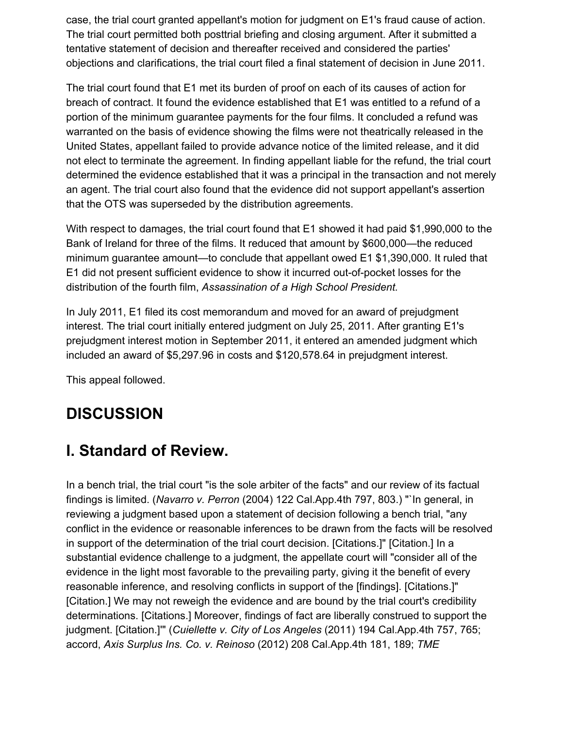case, the trial court granted appellant's motion for judgment on E1's fraud cause of action. The trial court permitted both posttrial briefing and closing argument. After it submitted a tentative statement of decision and thereafter received and considered the parties' objections and clarifications, the trial court filed a final statement of decision in June 2011.

The trial court found that E1 met its burden of proof on each of its causes of action for breach of contract. It found the evidence established that E1 was entitled to a refund of a portion of the minimum guarantee payments for the four films. It concluded a refund was warranted on the basis of evidence showing the films were not theatrically released in the United States, appellant failed to provide advance notice of the limited release, and it did not elect to terminate the agreement. In finding appellant liable for the refund, the trial court determined the evidence established that it was a principal in the transaction and not merely an agent. The trial court also found that the evidence did not support appellant's assertion that the OTS was superseded by the distribution agreements.

With respect to damages, the trial court found that E1 showed it had paid $1,990,000 to the Bank of Ireland for three of the films. It reduced that amount by $600,000—the reduced minimum guarantee amount—to conclude that appellant owed E1 $1,390,000. It ruled that E1 did not present sufficient evidence to show it incurred out-of-pocket losses for the distribution of the fourth film, *Assassination of a High School President.*

In July 2011, E1 filed its cost memorandum and moved for an award of prejudgment interest. The trial court initially entered judgment on July 25, 2011. After granting E1's prejudgment interest motion in September 2011, it entered an amended judgment which included an award of $5,297.96 in costs and $120,578.64 in prejudgment interest.

This appeal followed.

## DISCUSSION

## I. Standard of Review.

In a bench trial, the trial court "is the sole arbiter of the facts" and our review of its factual findings is limited. (*Navarro v. Perron* (2004) 122 Cal.App.4th 797, 803.) "`In general, in reviewing a judgment based upon a statement of decision following a bench trial, "any conflict in the evidence or reasonable inferences to be drawn from the facts will be resolved in support of the determination of the trial court decision. [Citations.]" [Citation.] In a substantial evidence challenge to a judgment, the appellate court will "consider all of the evidence in the light most favorable to the prevailing party, giving it the benefit of every reasonable inference, and resolving conflicts in support of the [findings]. [Citations.]" [Citation.] We may not reweigh the evidence and are bound by the trial court's credibility determinations. [Citations.] Moreover, findings of fact are liberally construed to support the judgment. [Citation.]'" (*Cuiellette v. City of Los Angeles* (2011) 194 Cal.App.4th 757, 765; accord, *Axis Surplus Ins. Co. v. Reinoso* (2012) 208 Cal.App.4th 181, 189; *TME*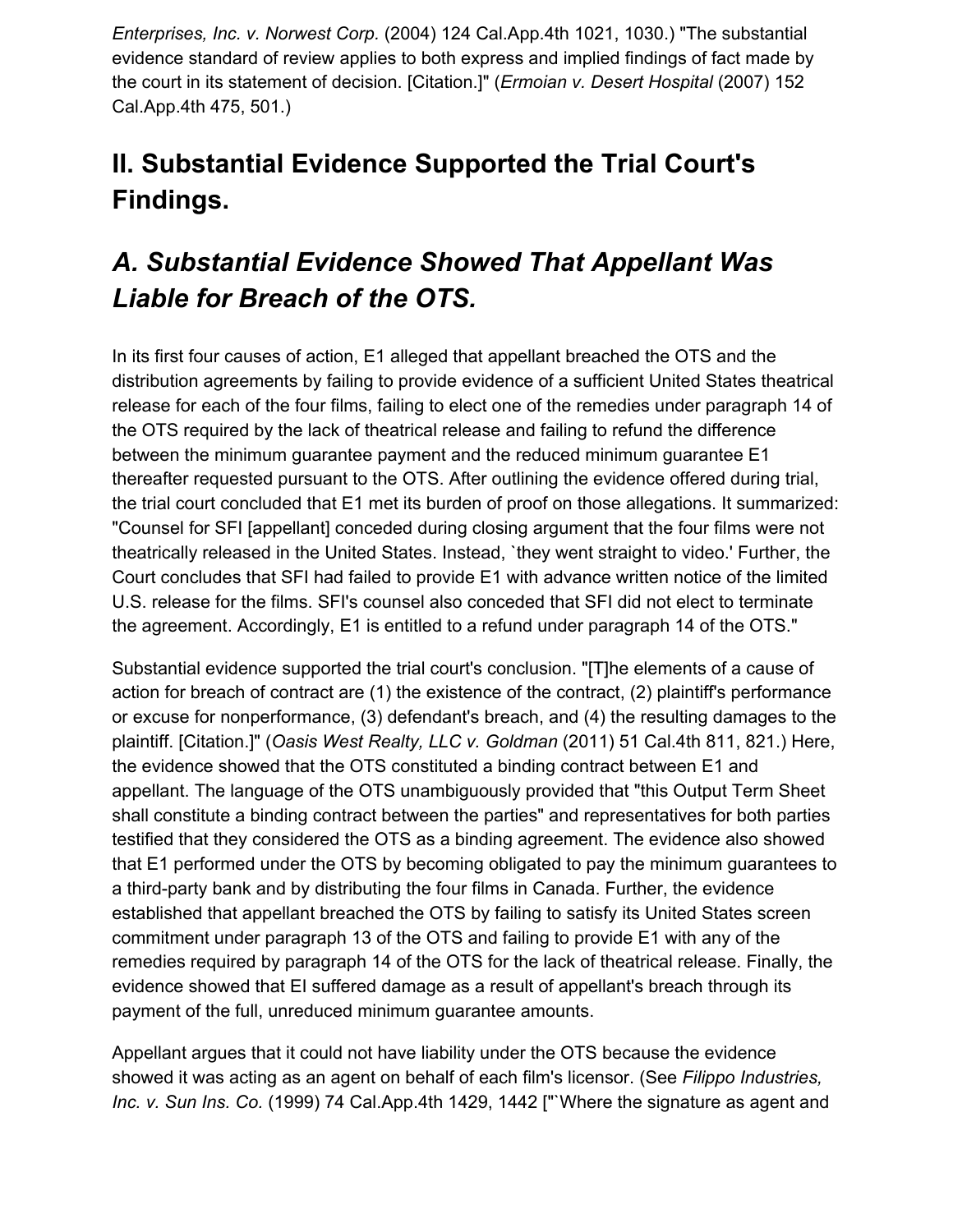*Enterprises, Inc. v. Norwest Corp.* (2004) 124 Cal.App.4th 1021, 1030.) "The substantial evidence standard of review applies to both express and implied findings of fact made by the court in its statement of decision. [Citation.]" (*Ermoian v. Desert Hospital* (2007) 152 Cal.App.4th 475, 501.)

## II. Substantial Evidence Supported the Trial Court's Findings.

### *A. Substantial Evidence Showed That Appellant Was Liable for Breach of the OTS.*

In its first four causes of action, E1 alleged that appellant breached the OTS and the distribution agreements by failing to provide evidence of a sufficient United States theatrical release for each of the four films, failing to elect one of the remedies under paragraph 14 of the OTS required by the lack of theatrical release and failing to refund the difference between the minimum guarantee payment and the reduced minimum guarantee E1 thereafter requested pursuant to the OTS. After outlining the evidence offered during trial, the trial court concluded that E1 met its burden of proof on those allegations. It summarized: "Counsel for SFI [appellant] conceded during closing argument that the four films were not theatrically released in the United States. Instead, `they went straight to video.' Further, the Court concludes that SFI had failed to provide E1 with advance written notice of the limited U.S. release for the films. SFI's counsel also conceded that SFI did not elect to terminate the agreement. Accordingly, E1 is entitled to a refund under paragraph 14 of the OTS."

Substantial evidence supported the trial court's conclusion. "[T]he elements of a cause of action for breach of contract are (1) the existence of the contract, (2) plaintiff's performance or excuse for nonperformance, (3) defendant's breach, and (4) the resulting damages to the plaintiff. [Citation.]" (*Oasis West Realty, LLC v. Goldman* (2011) 51 Cal.4th 811, 821.) Here, the evidence showed that the OTS constituted a binding contract between E1 and appellant. The language of the OTS unambiguously provided that "this Output Term Sheet shall constitute a binding contract between the parties" and representatives for both parties testified that they considered the OTS as a binding agreement. The evidence also showed that E1 performed under the OTS by becoming obligated to pay the minimum guarantees to a third-party bank and by distributing the four films in Canada. Further, the evidence established that appellant breached the OTS by failing to satisfy its United States screen commitment under paragraph 13 of the OTS and failing to provide E1 with any of the remedies required by paragraph 14 of the OTS for the lack of theatrical release. Finally, the evidence showed that EI suffered damage as a result of appellant's breach through its payment of the full, unreduced minimum guarantee amounts.

Appellant argues that it could not have liability under the OTS because the evidence showed it was acting as an agent on behalf of each film's licensor. (See *Filippo Industries, Inc. v. Sun Ins. Co.* (1999) 74 Cal.App.4th 1429, 1442 ["`Where the signature as agent and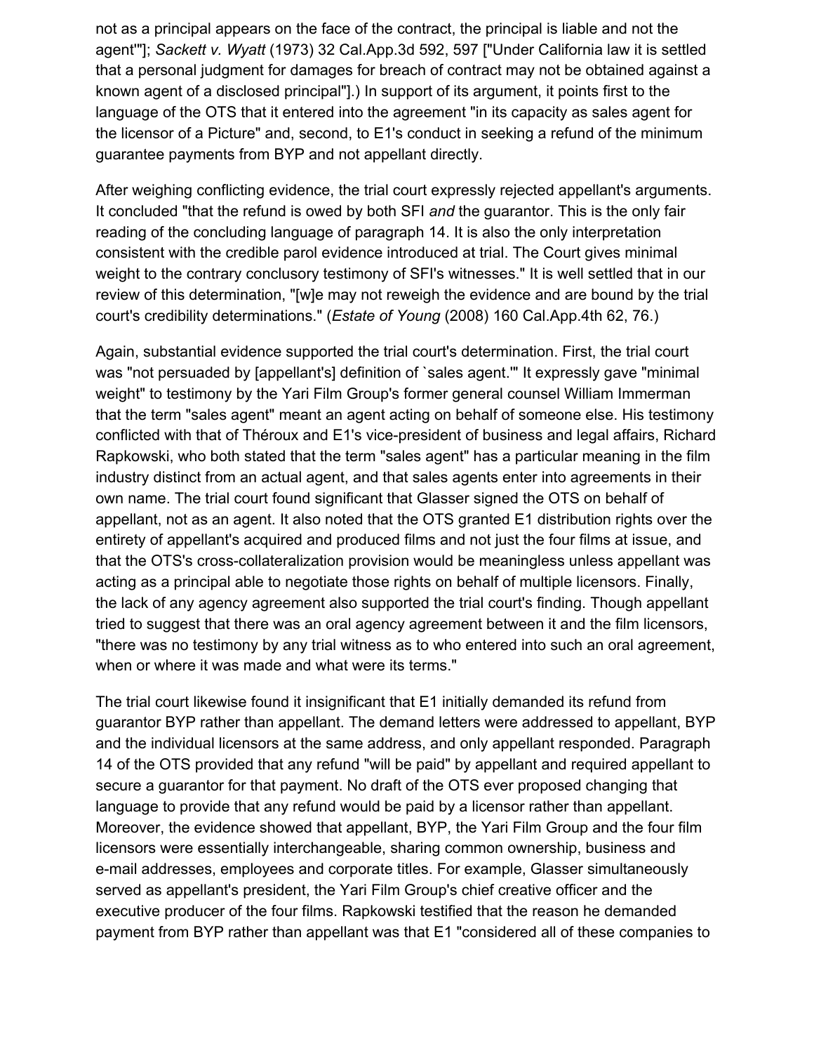not as a principal appears on the face of the contract, the principal is liable and not the agent'"]; *Sackett v. Wyatt* (1973) 32 Cal.App.3d 592, 597 ["Under California law it is settled that a personal judgment for damages for breach of contract may not be obtained against a known agent of a disclosed principal"].) In support of its argument, it points first to the language of the OTS that it entered into the agreement "in its capacity as sales agent for the licensor of a Picture" and, second, to E1's conduct in seeking a refund of the minimum guarantee payments from BYP and not appellant directly.

After weighing conflicting evidence, the trial court expressly rejected appellant's arguments. It concluded "that the refund is owed by both SFI *and* the guarantor. This is the only fair reading of the concluding language of paragraph 14. It is also the only interpretation consistent with the credible parol evidence introduced at trial. The Court gives minimal weight to the contrary conclusory testimony of SFI's witnesses." It is well settled that in our review of this determination, "[w]e may not reweigh the evidence and are bound by the trial court's credibility determinations." (*Estate of Young* (2008) 160 Cal.App.4th 62, 76.)

Again, substantial evidence supported the trial court's determination. First, the trial court was "not persuaded by [appellant's] definition of `sales agent.'" It expressly gave "minimal weight" to testimony by the Yari Film Group's former general counsel William Immerman that the term "sales agent" meant an agent acting on behalf of someone else. His testimony conflicted with that of Théroux and E1's vice-president of business and legal affairs, Richard Rapkowski, who both stated that the term "sales agent" has a particular meaning in the film industry distinct from an actual agent, and that sales agents enter into agreements in their own name. The trial court found significant that Glasser signed the OTS on behalf of appellant, not as an agent. It also noted that the OTS granted E1 distribution rights over the entirety of appellant's acquired and produced films and not just the four films at issue, and that the OTS's cross-collateralization provision would be meaningless unless appellant was acting as a principal able to negotiate those rights on behalf of multiple licensors. Finally, the lack of any agency agreement also supported the trial court's finding. Though appellant tried to suggest that there was an oral agency agreement between it and the film licensors, "there was no testimony by any trial witness as to who entered into such an oral agreement, when or where it was made and what were its terms."

The trial court likewise found it insignificant that E1 initially demanded its refund from guarantor BYP rather than appellant. The demand letters were addressed to appellant, BYP and the individual licensors at the same address, and only appellant responded. Paragraph 14 of the OTS provided that any refund "will be paid" by appellant and required appellant to secure a guarantor for that payment. No draft of the OTS ever proposed changing that language to provide that any refund would be paid by a licensor rather than appellant. Moreover, the evidence showed that appellant, BYP, the Yari Film Group and the four film licensors were essentially interchangeable, sharing common ownership, business and e-mail addresses, employees and corporate titles. For example, Glasser simultaneously served as appellant's president, the Yari Film Group's chief creative officer and the executive producer of the four films. Rapkowski testified that the reason he demanded payment from BYP rather than appellant was that E1 "considered all of these companies to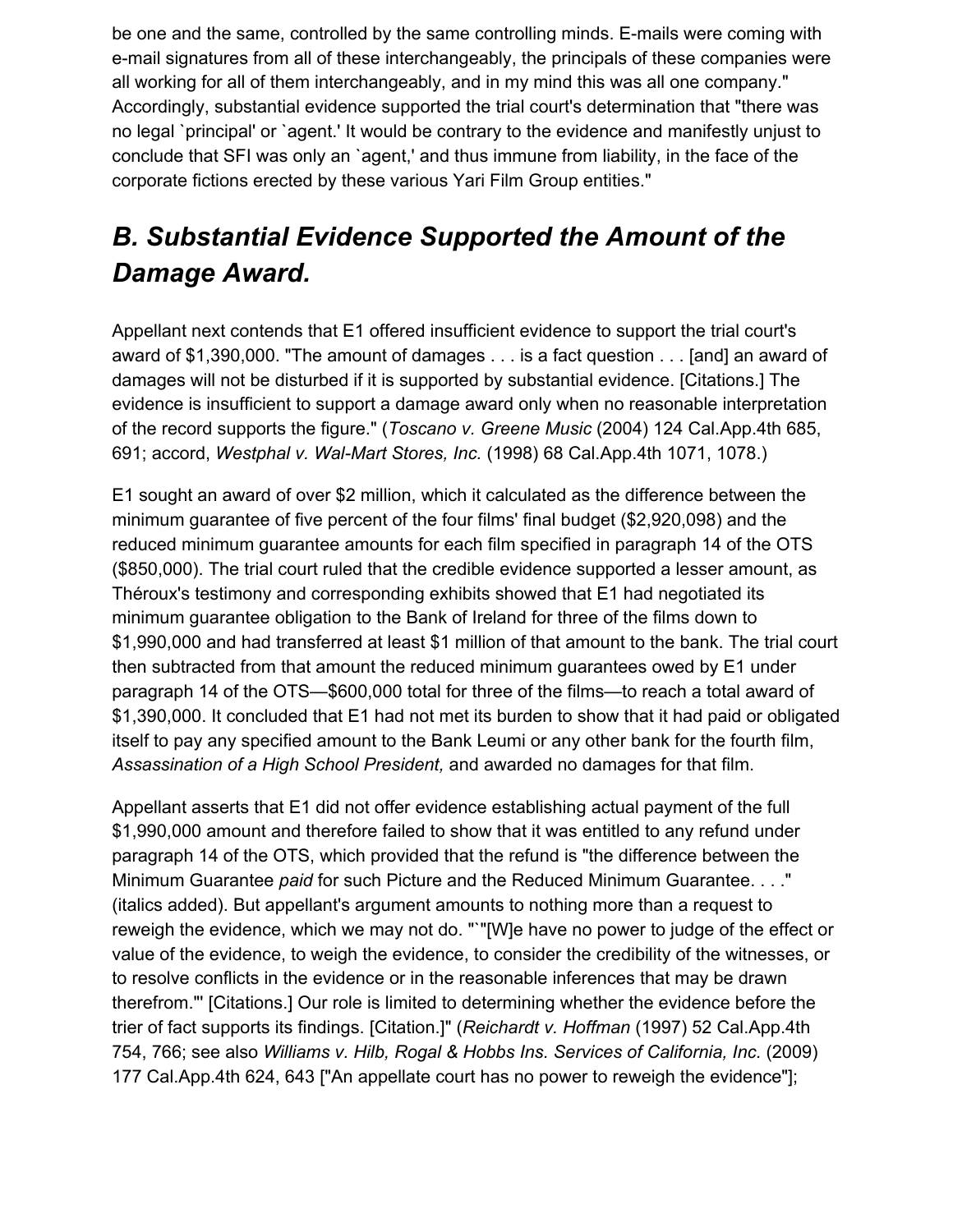be one and the same, controlled by the same controlling minds. E-mails were coming with e-mail signatures from all of these interchangeably, the principals of these companies were all working for all of them interchangeably, and in my mind this was all one company." Accordingly, substantial evidence supported the trial court's determination that "there was no legal `principal' or `agent.' It would be contrary to the evidence and manifestly unjust to conclude that SFI was only an `agent,' and thus immune from liability, in the face of the corporate fictions erected by these various Yari Film Group entities."

## *B. Substantial Evidence Supported the Amount of the Damage Award.*

Appellant next contends that E1 offered insufficient evidence to support the trial court's award of $1,390,000. "The amount of damages . . . is a fact question . . . [and] an award of damages will not be disturbed if it is supported by substantial evidence. [Citations.] The evidence is insufficient to support a damage award only when no reasonable interpretation of the record supports the figure." (*Toscano v. Greene Music* (2004) 124 Cal.App.4th 685, 691; accord, *Westphal v. Wal-Mart Stores, Inc.* (1998) 68 Cal.App.4th 1071, 1078.)

E1 sought an award of over $2 million, which it calculated as the difference between the minimum guarantee of five percent of the four films' final budget ($2,920,098) and the reduced minimum guarantee amounts for each film specified in paragraph 14 of the OTS ($850,000). The trial court ruled that the credible evidence supported a lesser amount, as Théroux's testimony and corresponding exhibits showed that E1 had negotiated its minimum guarantee obligation to the Bank of Ireland for three of the films down to $1,990,000 and had transferred at least $1 million of that amount to the bank. The trial court then subtracted from that amount the reduced minimum guarantees owed by E1 under paragraph 14 of the OTS—$600,000 total for three of the films—to reach a total award of $1,390,000. It concluded that E1 had not met its burden to show that it had paid or obligated itself to pay any specified amount to the Bank Leumi or any other bank for the fourth film, *Assassination of a High School President,* and awarded no damages for that film.

Appellant asserts that E1 did not offer evidence establishing actual payment of the full $1,990,000 amount and therefore failed to show that it was entitled to any refund under paragraph 14 of the OTS, which provided that the refund is "the difference between the Minimum Guarantee *paid* for such Picture and the Reduced Minimum Guarantee. . . ." (italics added). But appellant's argument amounts to nothing more than a request to reweigh the evidence, which we may not do. "`"[W]e have no power to judge of the effect or value of the evidence, to weigh the evidence, to consider the credibility of the witnesses, or to resolve conflicts in the evidence or in the reasonable inferences that may be drawn therefrom."' [Citations.] Our role is limited to determining whether the evidence before the trier of fact supports its findings. [Citation.]" (*Reichardt v. Hoffman* (1997) 52 Cal.App.4th 754, 766; see also *Williams v. Hilb, Rogal & Hobbs Ins. Services of California, Inc.* (2009) 177 Cal.App.4th 624, 643 ["An appellate court has no power to reweigh the evidence"];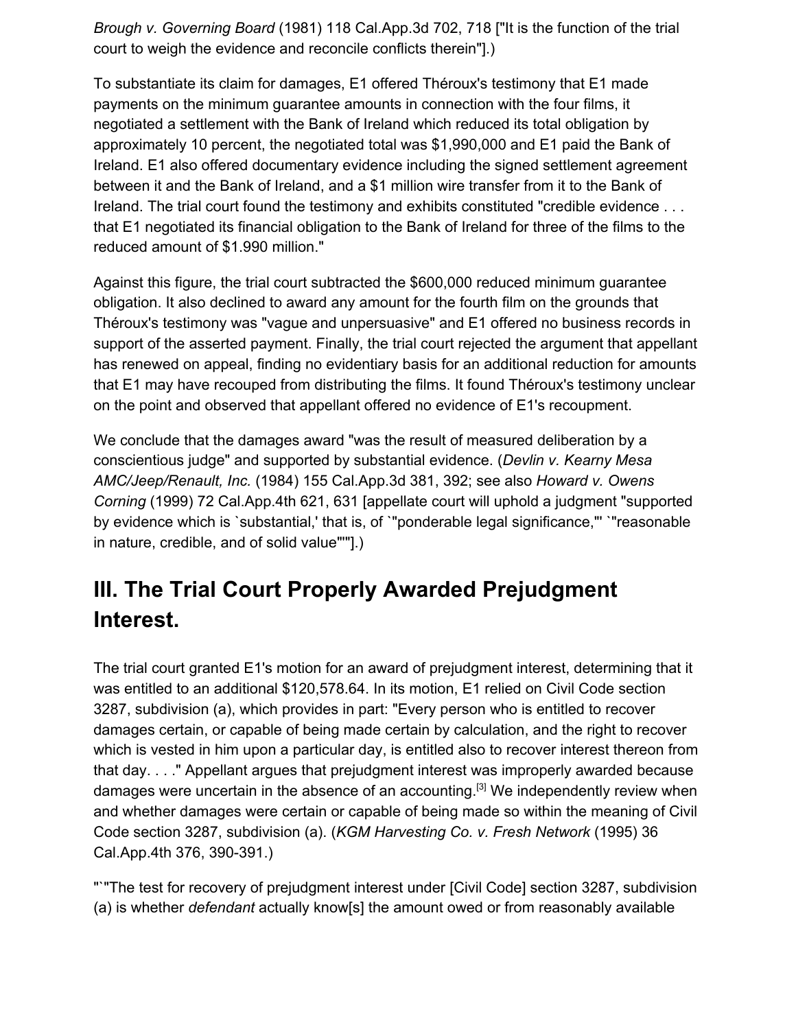*Brough v. Governing Board* (1981) 118 Cal.App.3d 702, 718 ["It is the function of the trial court to weigh the evidence and reconcile conflicts therein"].)

To substantiate its claim for damages, E1 offered Théroux's testimony that E1 made payments on the minimum guarantee amounts in connection with the four films, it negotiated a settlement with the Bank of Ireland which reduced its total obligation by approximately 10 percent, the negotiated total was $1,990,000 and E1 paid the Bank of Ireland. E1 also offered documentary evidence including the signed settlement agreement between it and the Bank of Ireland, and a $1 million wire transfer from it to the Bank of Ireland. The trial court found the testimony and exhibits constituted "credible evidence . . . that E1 negotiated its financial obligation to the Bank of Ireland for three of the films to the reduced amount of $1.990 million."

Against this figure, the trial court subtracted the $600,000 reduced minimum guarantee obligation. It also declined to award any amount for the fourth film on the grounds that Théroux's testimony was "vague and unpersuasive" and E1 offered no business records in support of the asserted payment. Finally, the trial court rejected the argument that appellant has renewed on appeal, finding no evidentiary basis for an additional reduction for amounts that E1 may have recouped from distributing the films. It found Théroux's testimony unclear on the point and observed that appellant offered no evidence of E1's recoupment.

We conclude that the damages award "was the result of measured deliberation by a conscientious judge" and supported by substantial evidence. (*Devlin v. Kearny Mesa AMC/Jeep/Renault, Inc.* (1984) 155 Cal.App.3d 381, 392; see also *Howard v. Owens Corning* (1999) 72 Cal.App.4th 621, 631 [appellate court will uphold a judgment "supported by evidence which is `substantial,' that is, of `"ponderable legal significance,"' `"reasonable in nature, credible, and of solid value"'"].)

## III. The Trial Court Properly Awarded Prejudgment Interest.

The trial court granted E1's motion for an award of prejudgment interest, determining that it was entitled to an additional $120,578.64. In its motion, E1 relied on Civil Code section 3287, subdivision (a), which provides in part: "Every person who is entitled to recover damages certain, or capable of being made certain by calculation, and the right to recover which is vested in him upon a particular day, is entitled also to recover interest thereon from that day. . . ." Appellant argues that prejudgment interest was improperly awarded because damages were uncertain in the absence of an accounting.[3] We independently review when and whether damages were certain or capable of being made so within the meaning of Civil Code section 3287, subdivision (a). (*KGM Harvesting Co. v. Fresh Network* (1995) 36 Cal.App.4th 376, 390-391.)

"`"The test for recovery of prejudgment interest under [Civil Code] section 3287, subdivision (a) is whether *defendant* actually know[s] the amount owed or from reasonably available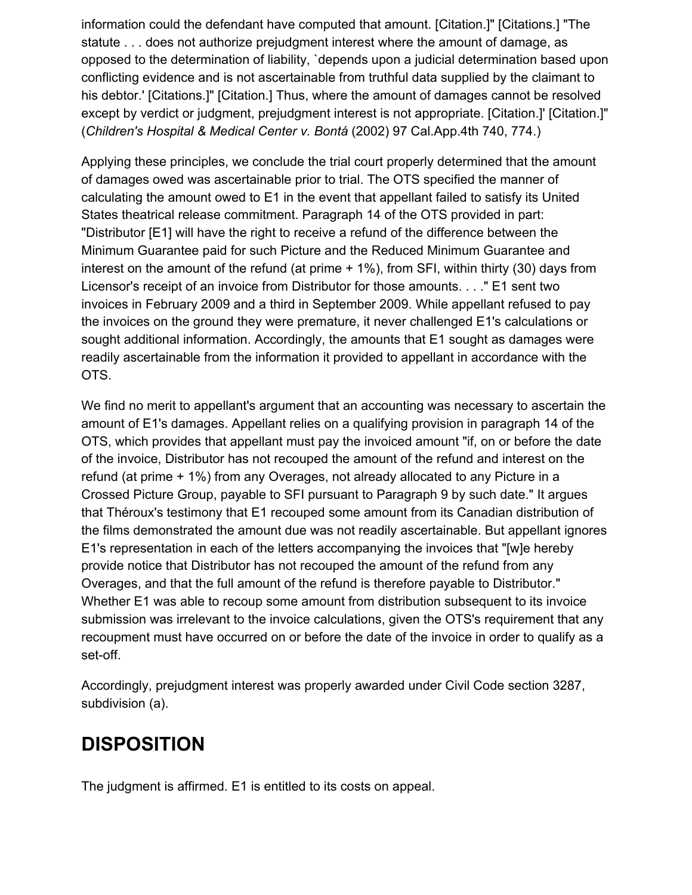information could the defendant have computed that amount. [Citation.]" [Citations.] "The statute . . . does not authorize prejudgment interest where the amount of damage, as opposed to the determination of liability, `depends upon a judicial determination based upon conflicting evidence and is not ascertainable from truthful data supplied by the claimant to his debtor.' [Citations.]" [Citation.] Thus, where the amount of damages cannot be resolved except by verdict or judgment, prejudgment interest is not appropriate. [Citation.]' [Citation.]" (*Children's Hospital & Medical Center v. Bontá* (2002) 97 Cal.App.4th 740, 774.)

Applying these principles, we conclude the trial court properly determined that the amount of damages owed was ascertainable prior to trial. The OTS specified the manner of calculating the amount owed to E1 in the event that appellant failed to satisfy its United States theatrical release commitment. Paragraph 14 of the OTS provided in part: "Distributor [E1] will have the right to receive a refund of the difference between the Minimum Guarantee paid for such Picture and the Reduced Minimum Guarantee and interest on the amount of the refund (at prime + 1%), from SFI, within thirty (30) days from Licensor's receipt of an invoice from Distributor for those amounts. . . ." E1 sent two invoices in February 2009 and a third in September 2009. While appellant refused to pay the invoices on the ground they were premature, it never challenged E1's calculations or sought additional information. Accordingly, the amounts that E1 sought as damages were readily ascertainable from the information it provided to appellant in accordance with the OTS.

We find no merit to appellant's argument that an accounting was necessary to ascertain the amount of E1's damages. Appellant relies on a qualifying provision in paragraph 14 of the OTS, which provides that appellant must pay the invoiced amount "if, on or before the date of the invoice, Distributor has not recouped the amount of the refund and interest on the refund (at prime + 1%) from any Overages, not already allocated to any Picture in a Crossed Picture Group, payable to SFI pursuant to Paragraph 9 by such date." It argues that Théroux's testimony that E1 recouped some amount from its Canadian distribution of the films demonstrated the amount due was not readily ascertainable. But appellant ignores E1's representation in each of the letters accompanying the invoices that "[w]e hereby provide notice that Distributor has not recouped the amount of the refund from any Overages, and that the full amount of the refund is therefore payable to Distributor." Whether E1 was able to recoup some amount from distribution subsequent to its invoice submission was irrelevant to the invoice calculations, given the OTS's requirement that any recoupment must have occurred on or before the date of the invoice in order to qualify as a set-off.

Accordingly, prejudgment interest was properly awarded under Civil Code section 3287, subdivision (a).

## DISPOSITION

The judgment is affirmed. E1 is entitled to its costs on appeal.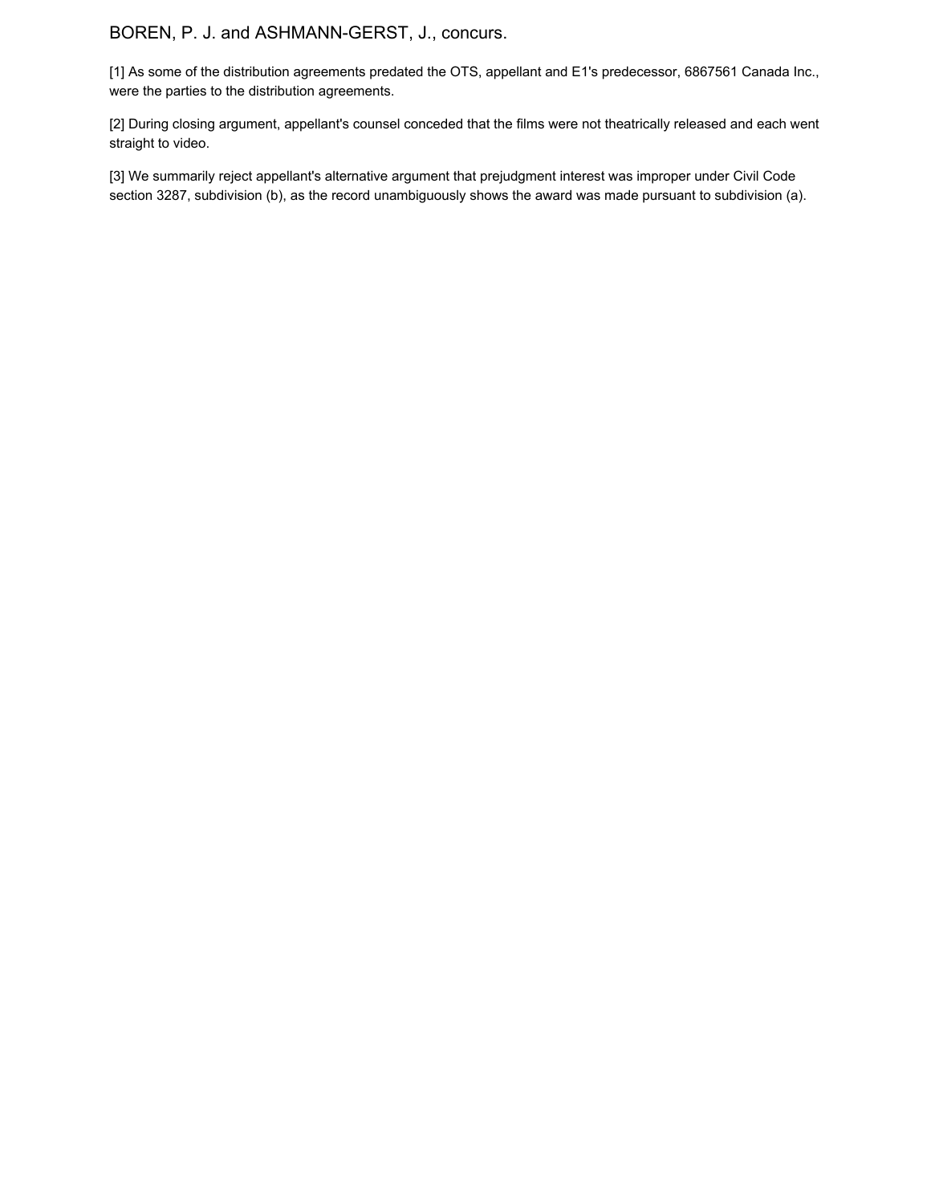BOREN, P. J. and ASHMANN-GERST, J., concurs.

[1] As some of the distribution agreements predated the OTS, appellant and E1's predecessor, 6867561 Canada Inc., were the parties to the distribution agreements.

[2] During closing argument, appellant's counsel conceded that the films were not theatrically released and each went straight to video.

[3] We summarily reject appellant's alternative argument that prejudgment interest was improper under Civil Code section 3287, subdivision (b), as the record unambiguously shows the award was made pursuant to subdivision (a).